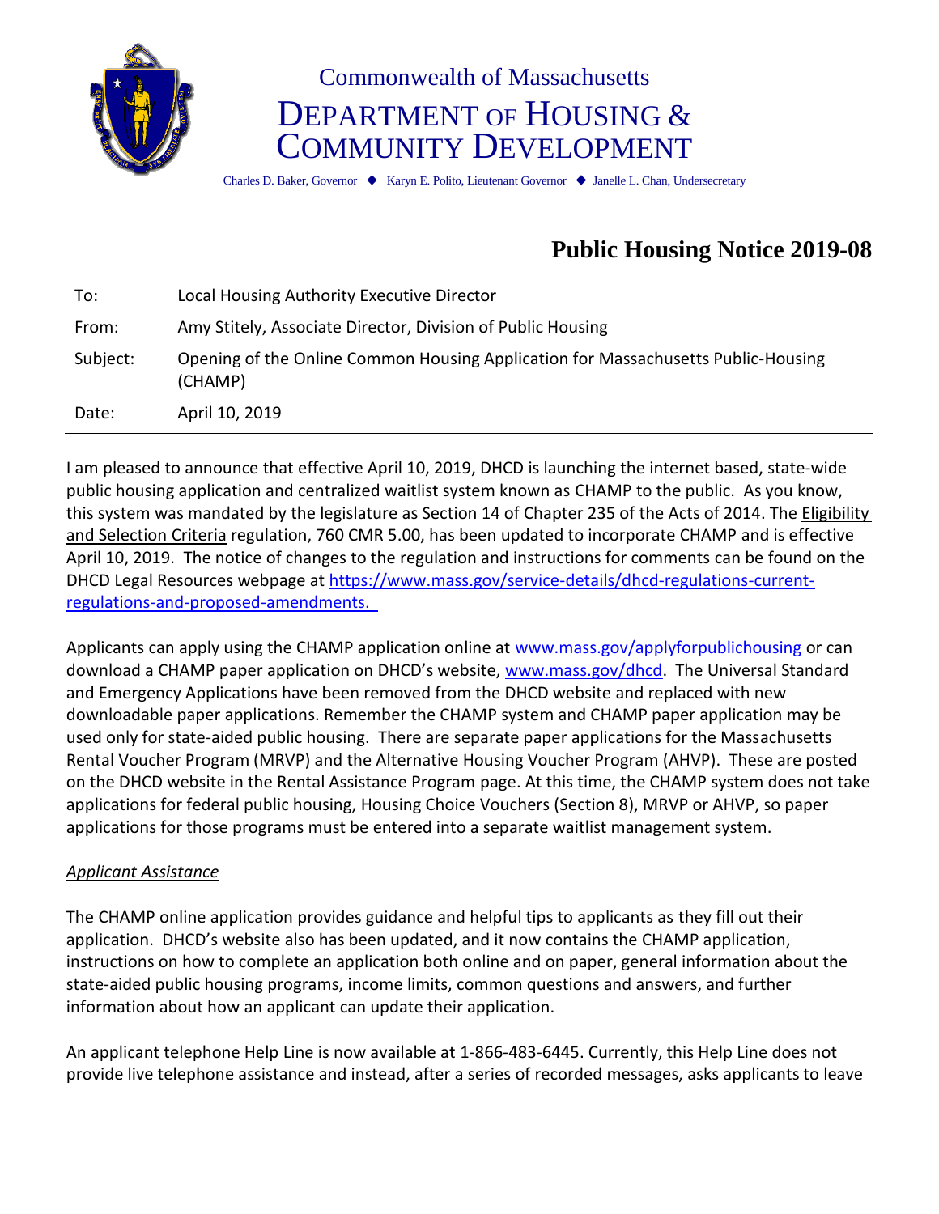Commonwealth of Massachusetts

# DEPARTMENT OF HOUSING & COMMUNITY DEVELOPMENT

Charles D. Baker, Governor ◆ Karyn E. Polito, Lieutenant Governor ◆ Janelle L. Chan, Undersecretary

## Public Housing Notice 2019-08

| | |
|---|---|
| To: | Local Housing Authority Executive Director |
| From: | Amy Stitely, Associate Director, Division of Public Housing |
| Subject: | Opening of the Online Common Housing Application for Massachusetts Public-Housing (CHAMP) |
| Date: | April 10, 2019 |

I am pleased to announce that effective April 10, 2019, DHCD is launching the internet based, state-wide public housing application and centralized waitlist system known as CHAMP to the public. As you know, this system was mandated by the legislature as Section 14 of Chapter 235 of the Acts of 2014. The Eligibility and Selection Criteria regulation, 760 CMR 5.00, has been updated to incorporate CHAMP and is effective April 10, 2019. The notice of changes to the regulation and instructions for comments can be found on the DHCD Legal Resources webpage at https://www.mass.gov/service-details/dhcd-regulations-current-regulations-and-proposed-amendments.

Applicants can apply using the CHAMP application online at www.mass.gov/applyforpublichousing or can download a CHAMP paper application on DHCD's website, www.mass.gov/dhcd. The Universal Standard and Emergency Applications have been removed from the DHCD website and replaced with new downloadable paper applications. Remember the CHAMP system and CHAMP paper application may be used only for state-aided public housing. There are separate paper applications for the Massachusetts Rental Voucher Program (MRVP) and the Alternative Housing Voucher Program (AHVP). These are posted on the DHCD website in the Rental Assistance Program page. At this time, the CHAMP system does not take applications for federal public housing, Housing Choice Vouchers (Section 8), MRVP or AHVP, so paper applications for those programs must be entered into a separate waitlist management system.

### *Applicant Assistance*

The CHAMP online application provides guidance and helpful tips to applicants as they fill out their application. DHCD's website also has been updated, and it now contains the CHAMP application, instructions on how to complete an application both online and on paper, general information about the state-aided public housing programs, income limits, common questions and answers, and further information about how an applicant can update their application.

An applicant telephone Help Line is now available at 1-866-483-6445. Currently, this Help Line does not provide live telephone assistance and instead, after a series of recorded messages, asks applicants to leave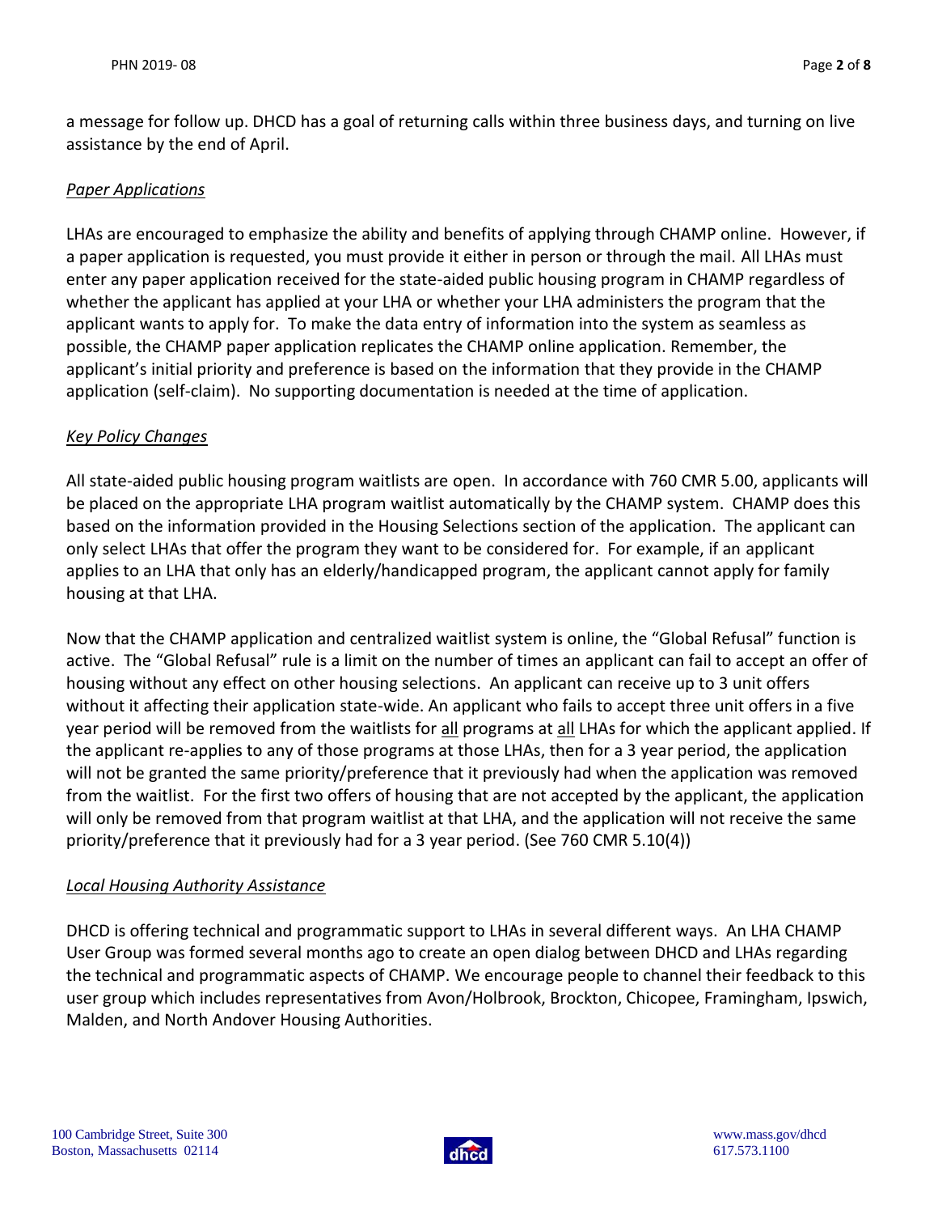a message for follow up. DHCD has a goal of returning calls within three business days, and turning on live assistance by the end of April.

*Paper Applications*

LHAs are encouraged to emphasize the ability and benefits of applying through CHAMP online. However, if a paper application is requested, you must provide it either in person or through the mail. All LHAs must enter any paper application received for the state-aided public housing program in CHAMP regardless of whether the applicant has applied at your LHA or whether your LHA administers the program that the applicant wants to apply for. To make the data entry of information into the system as seamless as possible, the CHAMP paper application replicates the CHAMP online application. Remember, the applicant's initial priority and preference is based on the information that they provide in the CHAMP application (self-claim). No supporting documentation is needed at the time of application.

*Key Policy Changes*

All state-aided public housing program waitlists are open. In accordance with 760 CMR 5.00, applicants will be placed on the appropriate LHA program waitlist automatically by the CHAMP system. CHAMP does this based on the information provided in the Housing Selections section of the application. The applicant can only select LHAs that offer the program they want to be considered for. For example, if an applicant applies to an LHA that only has an elderly/handicapped program, the applicant cannot apply for family housing at that LHA.

Now that the CHAMP application and centralized waitlist system is online, the "Global Refusal" function is active. The "Global Refusal" rule is a limit on the number of times an applicant can fail to accept an offer of housing without any effect on other housing selections. An applicant can receive up to 3 unit offers without it affecting their application state-wide. An applicant who fails to accept three unit offers in a five year period will be removed from the waitlists for <u>all</u> programs at <u>all</u> LHAs for which the applicant applied. If the applicant re-applies to any of those programs at those LHAs, then for a 3 year period, the application will not be granted the same priority/preference that it previously had when the application was removed from the waitlist. For the first two offers of housing that are not accepted by the applicant, the application will only be removed from that program waitlist at that LHA, and the application will not receive the same priority/preference that it previously had for a 3 year period. (See 760 CMR 5.10(4))

*Local Housing Authority Assistance*

DHCD is offering technical and programmatic support to LHAs in several different ways. An LHA CHAMP User Group was formed several months ago to create an open dialog between DHCD and LHAs regarding the technical and programmatic aspects of CHAMP. We encourage people to channel their feedback to this user group which includes representatives from Avon/Holbrook, Brockton, Chicopee, Framingham, Ipswich, Malden, and North Andover Housing Authorities.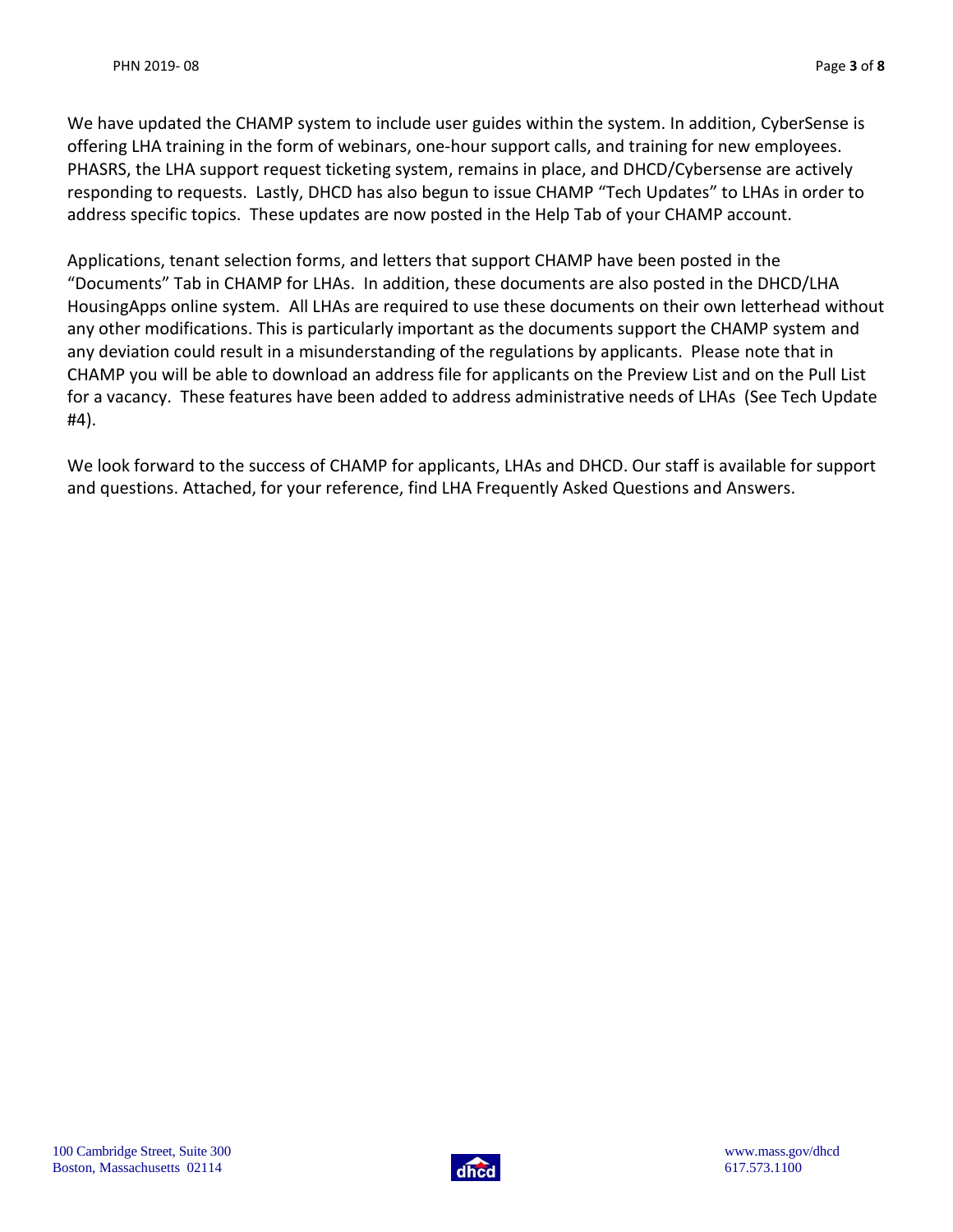We have updated the CHAMP system to include user guides within the system. In addition, CyberSense is offering LHA training in the form of webinars, one-hour support calls, and training for new employees. PHASRS, the LHA support request ticketing system, remains in place, and DHCD/Cybersense are actively responding to requests. Lastly, DHCD has also begun to issue CHAMP "Tech Updates" to LHAs in order to address specific topics. These updates are now posted in the Help Tab of your CHAMP account.

Applications, tenant selection forms, and letters that support CHAMP have been posted in the "Documents" Tab in CHAMP for LHAs. In addition, these documents are also posted in the DHCD/LHA HousingApps online system. All LHAs are required to use these documents on their own letterhead without any other modifications. This is particularly important as the documents support the CHAMP system and any deviation could result in a misunderstanding of the regulations by applicants. Please note that in CHAMP you will be able to download an address file for applicants on the Preview List and on the Pull List for a vacancy. These features have been added to address administrative needs of LHAs (See Tech Update #4).

We look forward to the success of CHAMP for applicants, LHAs and DHCD. Our staff is available for support and questions. Attached, for your reference, find LHA Frequently Asked Questions and Answers.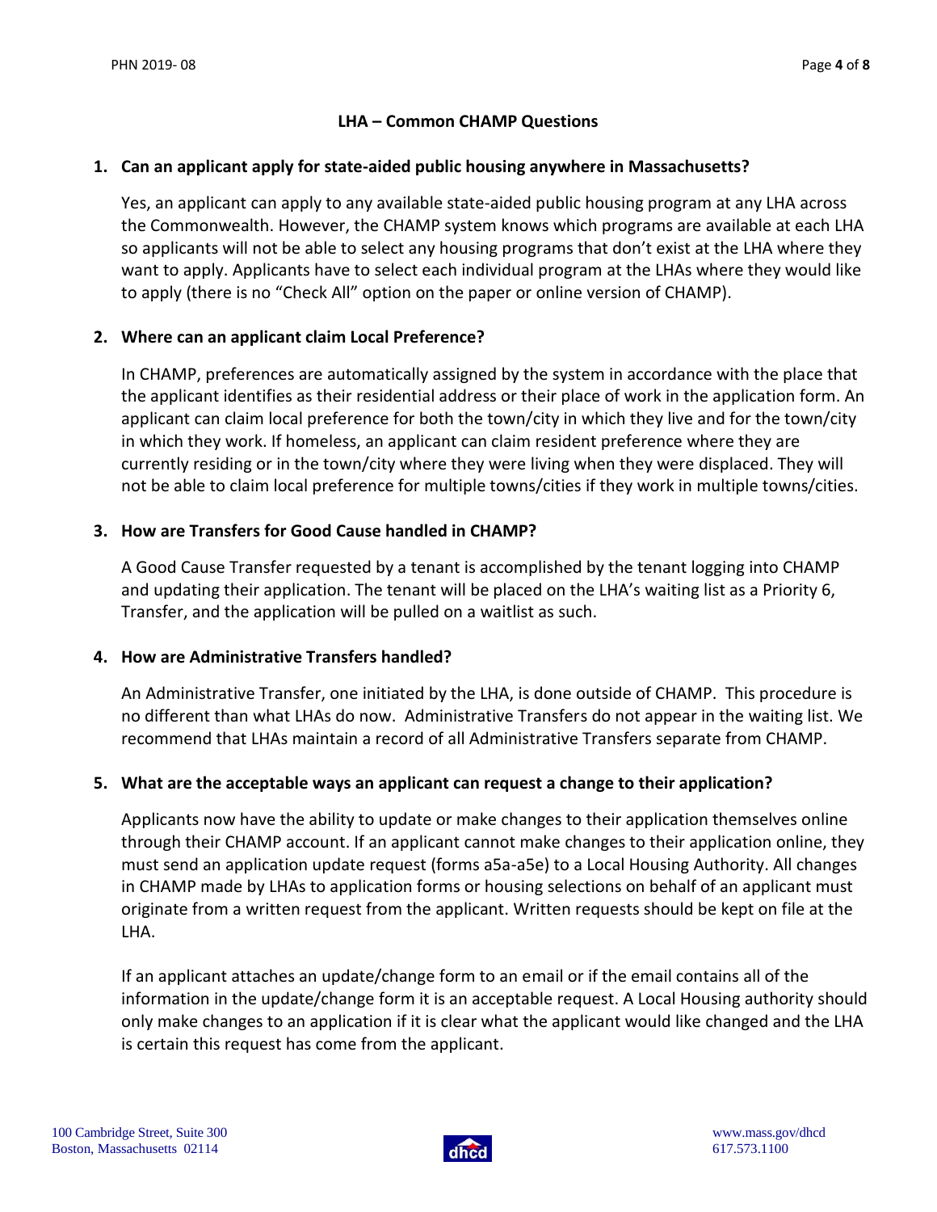## LHA – Common CHAMP Questions

### 1. Can an applicant apply for state-aided public housing anywhere in Massachusetts?

Yes, an applicant can apply to any available state-aided public housing program at any LHA across the Commonwealth. However, the CHAMP system knows which programs are available at each LHA so applicants will not be able to select any housing programs that don't exist at the LHA where they want to apply. Applicants have to select each individual program at the LHAs where they would like to apply (there is no "Check All" option on the paper or online version of CHAMP).

### 2. Where can an applicant claim Local Preference?

In CHAMP, preferences are automatically assigned by the system in accordance with the place that the applicant identifies as their residential address or their place of work in the application form. An applicant can claim local preference for both the town/city in which they live and for the town/city in which they work. If homeless, an applicant can claim resident preference where they are currently residing or in the town/city where they were living when they were displaced. They will not be able to claim local preference for multiple towns/cities if they work in multiple towns/cities.

### 3. How are Transfers for Good Cause handled in CHAMP?

A Good Cause Transfer requested by a tenant is accomplished by the tenant logging into CHAMP and updating their application. The tenant will be placed on the LHA's waiting list as a Priority 6, Transfer, and the application will be pulled on a waitlist as such.

### 4. How are Administrative Transfers handled?

An Administrative Transfer, one initiated by the LHA, is done outside of CHAMP. This procedure is no different than what LHAs do now. Administrative Transfers do not appear in the waiting list. We recommend that LHAs maintain a record of all Administrative Transfers separate from CHAMP.

### 5. What are the acceptable ways an applicant can request a change to their application?

Applicants now have the ability to update or make changes to their application themselves online through their CHAMP account. If an applicant cannot make changes to their application online, they must send an application update request (forms a5a-a5e) to a Local Housing Authority. All changes in CHAMP made by LHAs to application forms or housing selections on behalf of an applicant must originate from a written request from the applicant. Written requests should be kept on file at the LHA.

If an applicant attaches an update/change form to an email or if the email contains all of the information in the update/change form it is an acceptable request. A Local Housing authority should only make changes to an application if it is clear what the applicant would like changed and the LHA is certain this request has come from the applicant.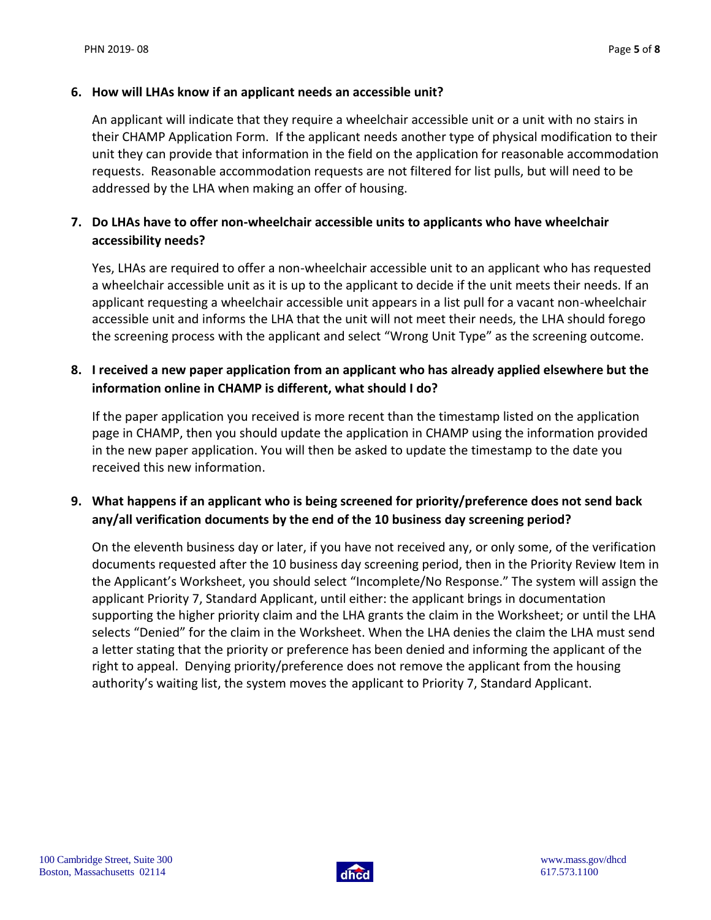**6. How will LHAs know if an applicant needs an accessible unit?**

An applicant will indicate that they require a wheelchair accessible unit or a unit with no stairs in their CHAMP Application Form. If the applicant needs another type of physical modification to their unit they can provide that information in the field on the application for reasonable accommodation requests. Reasonable accommodation requests are not filtered for list pulls, but will need to be addressed by the LHA when making an offer of housing.

**7. Do LHAs have to offer non-wheelchair accessible units to applicants who have wheelchair accessibility needs?**

Yes, LHAs are required to offer a non-wheelchair accessible unit to an applicant who has requested a wheelchair accessible unit as it is up to the applicant to decide if the unit meets their needs. If an applicant requesting a wheelchair accessible unit appears in a list pull for a vacant non-wheelchair accessible unit and informs the LHA that the unit will not meet their needs, the LHA should forego the screening process with the applicant and select "Wrong Unit Type" as the screening outcome.

**8. I received a new paper application from an applicant who has already applied elsewhere but the information online in CHAMP is different, what should I do?**

If the paper application you received is more recent than the timestamp listed on the application page in CHAMP, then you should update the application in CHAMP using the information provided in the new paper application. You will then be asked to update the timestamp to the date you received this new information.

**9. What happens if an applicant who is being screened for priority/preference does not send back any/all verification documents by the end of the 10 business day screening period?**

On the eleventh business day or later, if you have not received any, or only some, of the verification documents requested after the 10 business day screening period, then in the Priority Review Item in the Applicant's Worksheet, you should select "Incomplete/No Response." The system will assign the applicant Priority 7, Standard Applicant, until either: the applicant brings in documentation supporting the higher priority claim and the LHA grants the claim in the Worksheet; or until the LHA selects "Denied" for the claim in the Worksheet. When the LHA denies the claim the LHA must send a letter stating that the priority or preference has been denied and informing the applicant of the right to appeal. Denying priority/preference does not remove the applicant from the housing authority's waiting list, the system moves the applicant to Priority 7, Standard Applicant.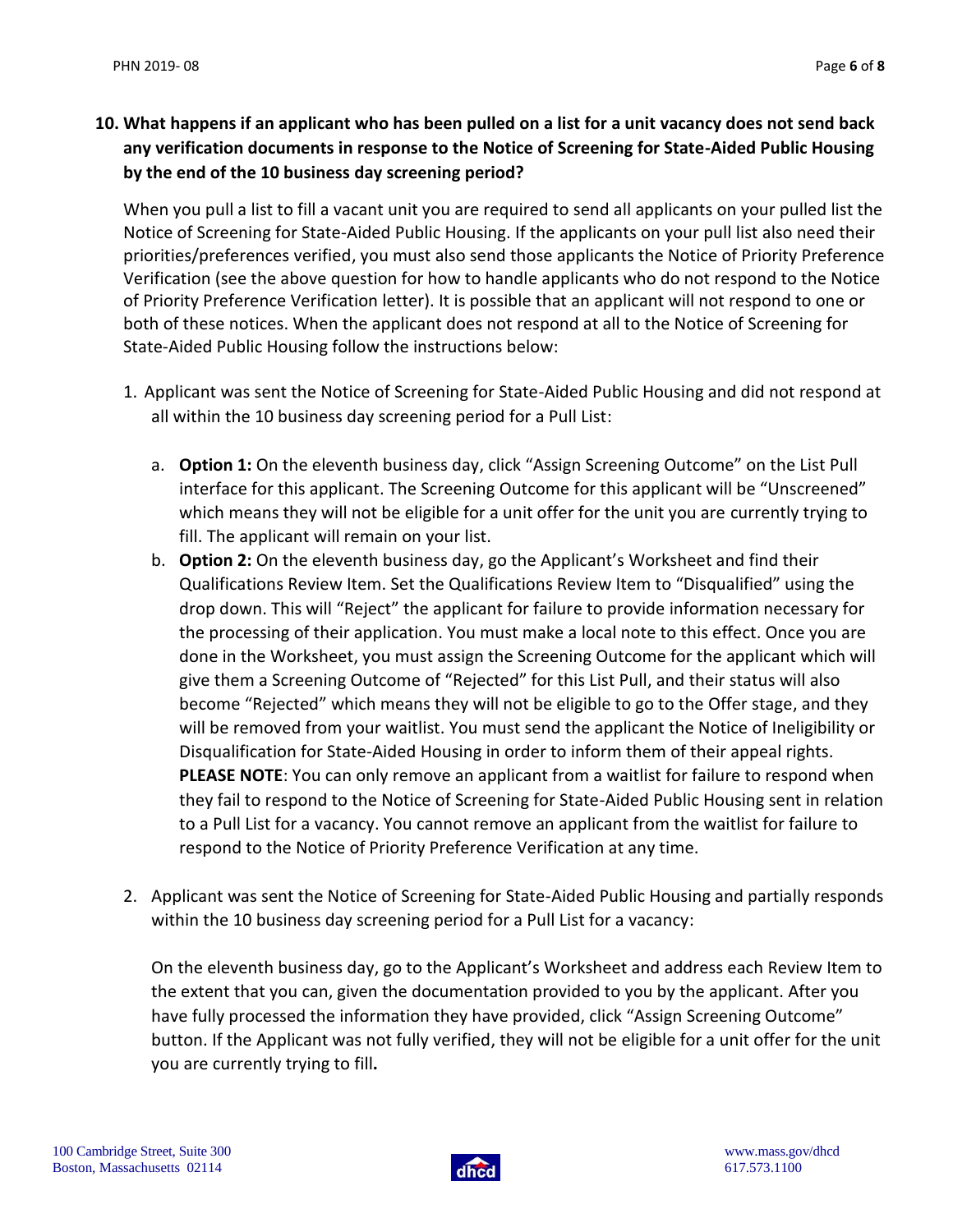**10. What happens if an applicant who has been pulled on a list for a unit vacancy does not send back any verification documents in response to the Notice of Screening for State-Aided Public Housing by the end of the 10 business day screening period?**

When you pull a list to fill a vacant unit you are required to send all applicants on your pulled list the Notice of Screening for State-Aided Public Housing. If the applicants on your pull list also need their priorities/preferences verified, you must also send those applicants the Notice of Priority Preference Verification (see the above question for how to handle applicants who do not respond to the Notice of Priority Preference Verification letter). It is possible that an applicant will not respond to one or both of these notices. When the applicant does not respond at all to the Notice of Screening for State-Aided Public Housing follow the instructions below:

1. Applicant was sent the Notice of Screening for State-Aided Public Housing and did not respond at all within the 10 business day screening period for a Pull List:
   a. **Option 1:** On the eleventh business day, click "Assign Screening Outcome" on the List Pull interface for this applicant. The Screening Outcome for this applicant will be "Unscreened" which means they will not be eligible for a unit offer for the unit you are currently trying to fill. The applicant will remain on your list.
   b. **Option 2:** On the eleventh business day, go the Applicant's Worksheet and find their Qualifications Review Item. Set the Qualifications Review Item to "Disqualified" using the drop down. This will "Reject" the applicant for failure to provide information necessary for the processing of their application. You must make a local note to this effect. Once you are done in the Worksheet, you must assign the Screening Outcome for the applicant which will give them a Screening Outcome of "Rejected" for this List Pull, and their status will also become "Rejected" which means they will not be eligible to go to the Offer stage, and they will be removed from your waitlist. You must send the applicant the Notice of Ineligibility or Disqualification for State-Aided Housing in order to inform them of their appeal rights. **PLEASE NOTE**: You can only remove an applicant from a waitlist for failure to respond when they fail to respond to the Notice of Screening for State-Aided Public Housing sent in relation to a Pull List for a vacancy. You cannot remove an applicant from the waitlist for failure to respond to the Notice of Priority Preference Verification at any time.

2. Applicant was sent the Notice of Screening for State-Aided Public Housing and partially responds within the 10 business day screening period for a Pull List for a vacancy:

   On the eleventh business day, go to the Applicant's Worksheet and address each Review Item to the extent that you can, given the documentation provided to you by the applicant. After you have fully processed the information they have provided, click "Assign Screening Outcome" button. If the Applicant was not fully verified, they will not be eligible for a unit offer for the unit you are currently trying to fill.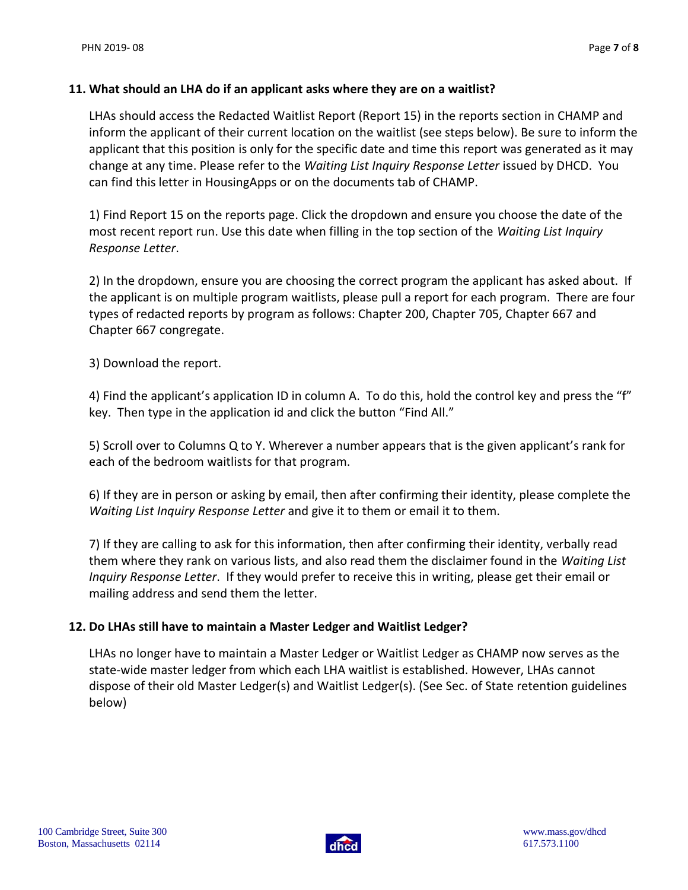**11. What should an LHA do if an applicant asks where they are on a waitlist?**

LHAs should access the Redacted Waitlist Report (Report 15) in the reports section in CHAMP and inform the applicant of their current location on the waitlist (see steps below). Be sure to inform the applicant that this position is only for the specific date and time this report was generated as it may change at any time. Please refer to the *Waiting List Inquiry Response Letter* issued by DHCD. You can find this letter in HousingApps or on the documents tab of CHAMP.

1) Find Report 15 on the reports page. Click the dropdown and ensure you choose the date of the most recent report run. Use this date when filling in the top section of the *Waiting List Inquiry Response Letter*.

2) In the dropdown, ensure you are choosing the correct program the applicant has asked about. If the applicant is on multiple program waitlists, please pull a report for each program. There are four types of redacted reports by program as follows: Chapter 200, Chapter 705, Chapter 667 and Chapter 667 congregate.

3) Download the report.

4) Find the applicant's application ID in column A. To do this, hold the control key and press the "f" key. Then type in the application id and click the button "Find All."

5) Scroll over to Columns Q to Y. Wherever a number appears that is the given applicant's rank for each of the bedroom waitlists for that program.

6) If they are in person or asking by email, then after confirming their identity, please complete the *Waiting List Inquiry Response Letter* and give it to them or email it to them.

7) If they are calling to ask for this information, then after confirming their identity, verbally read them where they rank on various lists, and also read them the disclaimer found in the *Waiting List Inquiry Response Letter*. If they would prefer to receive this in writing, please get their email or mailing address and send them the letter.

**12. Do LHAs still have to maintain a Master Ledger and Waitlist Ledger?**

LHAs no longer have to maintain a Master Ledger or Waitlist Ledger as CHAMP now serves as the state-wide master ledger from which each LHA waitlist is established. However, LHAs cannot dispose of their old Master Ledger(s) and Waitlist Ledger(s). (See Sec. of State retention guidelines below)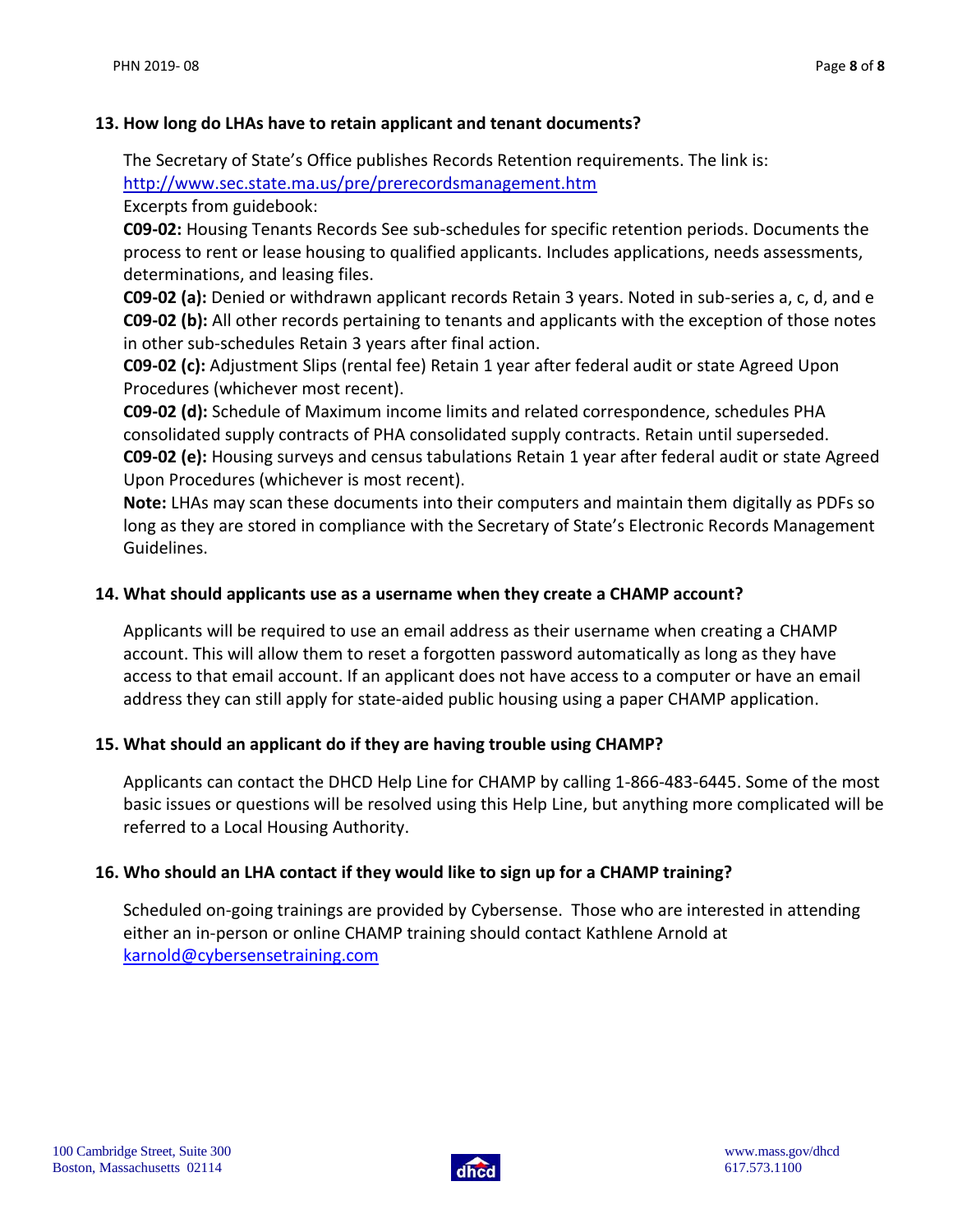**13. How long do LHAs have to retain applicant and tenant documents?**

The Secretary of State's Office publishes Records Retention requirements. The link is: http://www.sec.state.ma.us/pre/prerecordsmanagement.htm

Excerpts from guidebook:

**C09-02:** Housing Tenants Records See sub-schedules for specific retention periods. Documents the process to rent or lease housing to qualified applicants. Includes applications, needs assessments, determinations, and leasing files.

**C09-02 (a):** Denied or withdrawn applicant records Retain 3 years. Noted in sub-series a, c, d, and e

**C09-02 (b):** All other records pertaining to tenants and applicants with the exception of those notes in other sub-schedules Retain 3 years after final action.

**C09-02 (c):** Adjustment Slips (rental fee) Retain 1 year after federal audit or state Agreed Upon Procedures (whichever most recent).

**C09-02 (d):** Schedule of Maximum income limits and related correspondence, schedules PHA consolidated supply contracts of PHA consolidated supply contracts. Retain until superseded.

**C09-02 (e):** Housing surveys and census tabulations Retain 1 year after federal audit or state Agreed Upon Procedures (whichever is most recent).

**Note:** LHAs may scan these documents into their computers and maintain them digitally as PDFs so long as they are stored in compliance with the Secretary of State's Electronic Records Management Guidelines.

**14. What should applicants use as a username when they create a CHAMP account?**

Applicants will be required to use an email address as their username when creating a CHAMP account. This will allow them to reset a forgotten password automatically as long as they have access to that email account. If an applicant does not have access to a computer or have an email address they can still apply for state-aided public housing using a paper CHAMP application.

**15. What should an applicant do if they are having trouble using CHAMP?**

Applicants can contact the DHCD Help Line for CHAMP by calling 1-866-483-6445. Some of the most basic issues or questions will be resolved using this Help Line, but anything more complicated will be referred to a Local Housing Authority.

**16. Who should an LHA contact if they would like to sign up for a CHAMP training?**

Scheduled on-going trainings are provided by Cybersense. Those who are interested in attending either an in-person or online CHAMP training should contact Kathlene Arnold at karnold@cybersensetraining.com